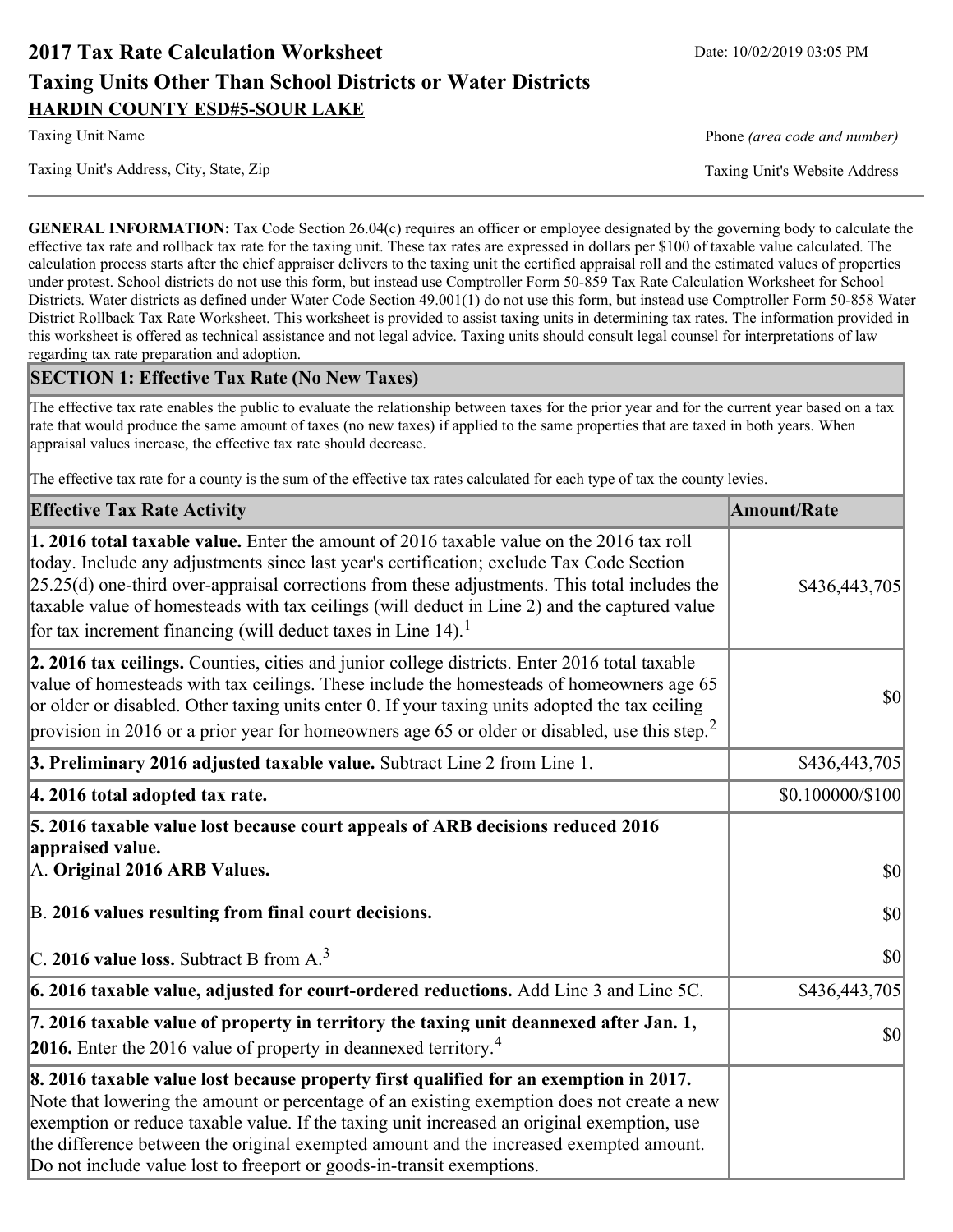# 2017 Tax Rate Calculation Worksheet

Date: 10/02/2019 03:05 PM

## Taxing Units Other Than School Districts or Water Districts

**HARDIN COUNTY ESD#5-SOUR LAKE**

Taxing Unit Name | Phone *(area code and number)*

Taxing Unit's Address, City, State, Zip | Taxing Unit's Website Address

---

**GENERAL INFORMATION:** Tax Code Section 26.04(c) requires an officer or employee designated by the governing body to calculate the effective tax rate and rollback tax rate for the taxing unit. These tax rates are expressed in dollars per $100 of taxable value calculated. The calculation process starts after the chief appraiser delivers to the taxing unit the certified appraisal roll and the estimated values of properties under protest. School districts do not use this form, but instead use Comptroller Form 50-859 Tax Rate Calculation Worksheet for School Districts. Water districts as defined under Water Code Section 49.001(1) do not use this form, but instead use Comptroller Form 50-858 Water District Rollback Tax Rate Worksheet. This worksheet is provided to assist taxing units in determining tax rates. The information provided in this worksheet is offered as technical assistance and not legal advice. Taxing units should consult legal counsel for interpretations of law regarding tax rate preparation and adoption.

### SECTION 1: Effective Tax Rate (No New Taxes)

The effective tax rate enables the public to evaluate the relationship between taxes for the prior year and for the current year based on a tax rate that would produce the same amount of taxes (no new taxes) if applied to the same properties that are taxed in both years. When appraisal values increase, the effective tax rate should decrease.

The effective tax rate for a county is the sum of the effective tax rates calculated for each type of tax the county levies.

| Effective Tax Rate Activity | Amount/Rate |
|---|---|
| **1. 2016 total taxable value.** Enter the amount of 2016 taxable value on the 2016 tax roll today. Include any adjustments since last year's certification; exclude Tax Code Section 25.25(d) one-third over-appraisal corrections from these adjustments. This total includes the taxable value of homesteads with tax ceilings (will deduct in Line 2) and the captured value for tax increment financing (will deduct taxes in Line 14).[1] | $436,443,705 |
| **2. 2016 tax ceilings.** Counties, cities and junior college districts. Enter 2016 total taxable value of homesteads with tax ceilings. These include the homesteads of homeowners age 65 or older or disabled. Other taxing units enter 0. If your taxing units adopted the tax ceiling provision in 2016 or a prior year for homeowners age 65 or older or disabled, use this step.[2] | $0 |
| **3. Preliminary 2016 adjusted taxable value.** Subtract Line 2 from Line 1. | $436,443,705 |
| **4. 2016 total adopted tax rate.** | $0.100000/$100 |
| **5. 2016 taxable value lost because court appeals of ARB decisions reduced 2016 appraised value.** | |
| A. **Original 2016 ARB Values.** | $0 |
| B. **2016 values resulting from final court decisions.** | $0 |
| C. **2016 value loss.** Subtract B from A.[3] | $0 |
| **6. 2016 taxable value, adjusted for court-ordered reductions.** Add Line 3 and Line 5C. | $436,443,705 |
| **7. 2016 taxable value of property in territory the taxing unit deannexed after Jan. 1, 2016.** Enter the 2016 value of property in deannexed territory.[4] | $0 |
| **8. 2016 taxable value lost because property first qualified for an exemption in 2017.** Note that lowering the amount or percentage of an existing exemption does not create a new exemption or reduce taxable value. If the taxing unit increased an original exemption, use the difference between the original exempted amount and the increased exempted amount. Do not include value lost to freeport or goods-in-transit exemptions. | |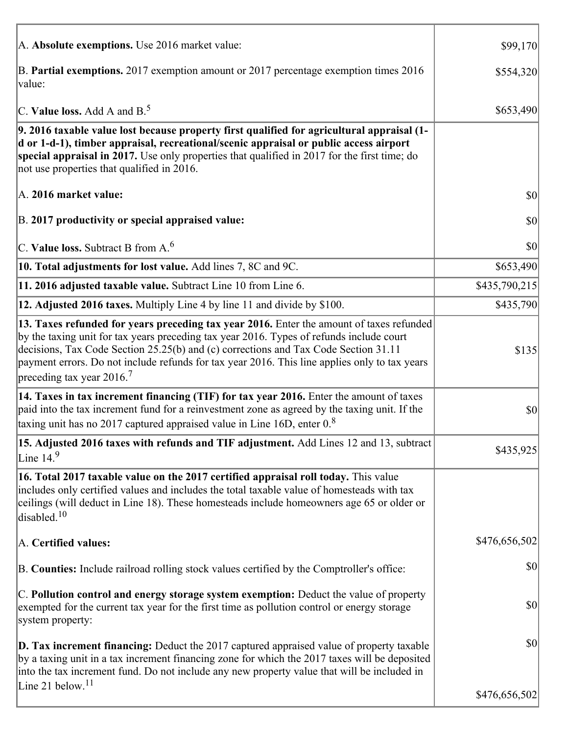| | |
|---|---|
| A. **Absolute exemptions.** Use 2016 market value: | $99,170 |
| B. **Partial exemptions.** 2017 exemption amount or 2017 percentage exemption times 2016 value: | $554,320 |
| C. **Value loss.** Add A and B.[5] | $653,490 |
| **9. 2016 taxable value lost because property first qualified for agricultural appraisal (1-d or 1-d-1), timber appraisal, recreational/scenic appraisal or public access airport special appraisal in 2017.** Use only properties that qualified in 2017 for the first time; do not use properties that qualified in 2016. | |
| A. **2016 market value:** | $0 |
| B. **2017 productivity or special appraised value:** | $0 |
| C. **Value loss.** Subtract B from A.[6] | $0 |
| **10. Total adjustments for lost value.** Add lines 7, 8C and 9C. | $653,490 |
| **11. 2016 adjusted taxable value.** Subtract Line 10 from Line 6. | $435,790,215 |
| **12. Adjusted 2016 taxes.** Multiply Line 4 by line 11 and divide by $100. | $435,790 |
| **13. Taxes refunded for years preceding tax year 2016.** Enter the amount of taxes refunded by the taxing unit for tax years preceding tax year 2016. Types of refunds include court decisions, Tax Code Section 25.25(b) and (c) corrections and Tax Code Section 31.11 payment errors. Do not include refunds for tax year 2016. This line applies only to tax years preceding tax year 2016.[7] | $135 |
| **14. Taxes in tax increment financing (TIF) for tax year 2016.** Enter the amount of taxes paid into the tax increment fund for a reinvestment zone as agreed by the taxing unit. If the taxing unit has no 2017 captured appraised value in Line 16D, enter 0.[8] | $0 |
| **15. Adjusted 2016 taxes with refunds and TIF adjustment.** Add Lines 12 and 13, subtract Line 14.[9] | $435,925 |
| **16. Total 2017 taxable value on the 2017 certified appraisal roll today.** This value includes only certified values and includes the total taxable value of homesteads with tax ceilings (will deduct in Line 18). These homesteads include homeowners age 65 or older or disabled.[10] | |
| A. **Certified values:** | $476,656,502 |
| B. **Counties:** Include railroad rolling stock values certified by the Comptroller's office: | $0 |
| C. **Pollution control and energy storage system exemption:** Deduct the value of property exempted for the current tax year for the first time as pollution control or energy storage system property: | $0 |
| **D. Tax increment financing:** Deduct the 2017 captured appraised value of property taxable by a taxing unit in a tax increment financing zone for which the 2017 taxes will be deposited into the tax increment fund. Do not include any new property value that will be included in Line 21 below.[11] | $0<br>$476,656,502 |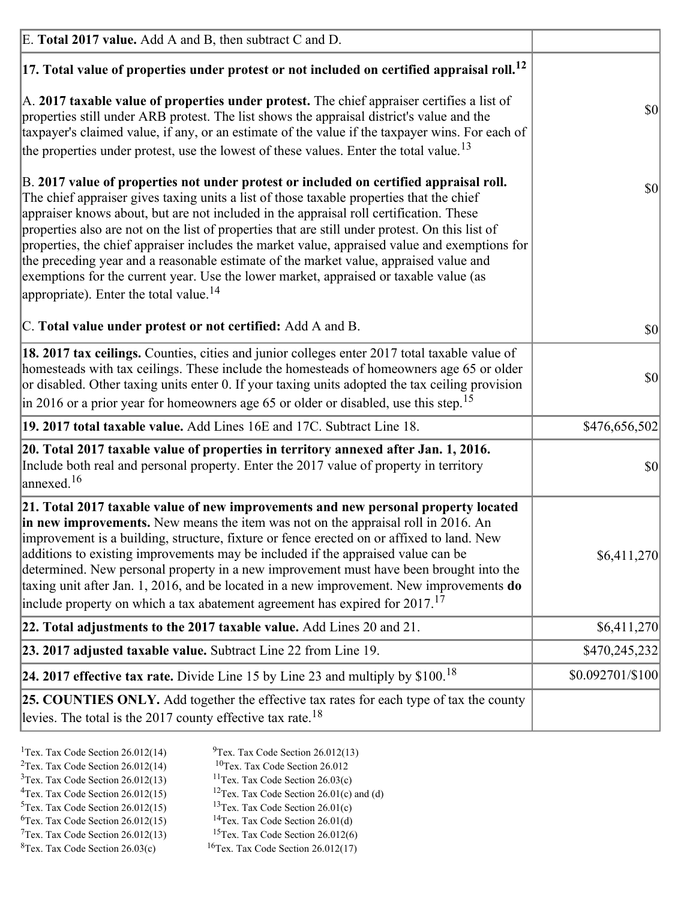| | |
|---|---|
| E. **Total 2017 value.** Add A and B, then subtract C and D. | |
| **17. Total value of properties under protest or not included on certified appraisal roll.**[12] | |
| A. **2017 taxable value of properties under protest.** The chief appraiser certifies a list of properties still under ARB protest. The list shows the appraisal district's value and the taxpayer's claimed value, if any, or an estimate of the value if the taxpayer wins. For each of the properties under protest, use the lowest of these values. Enter the total value.[13] | $0 |
| B. **2017 value of properties not under protest or included on certified appraisal roll.** The chief appraiser gives taxing units a list of those taxable properties that the chief appraiser knows about, but are not included in the appraisal roll certification. These properties also are not on the list of properties that are still under protest. On this list of properties, the chief appraiser includes the market value, appraised value and exemptions for the preceding year and a reasonable estimate of the market value, appraised value and exemptions for the current year. Use the lower market, appraised or taxable value (as appropriate). Enter the total value.[14] | $0 |
| C. **Total value under protest or not certified:** Add A and B. | $0 |
| **18. 2017 tax ceilings.** Counties, cities and junior colleges enter 2017 total taxable value of homesteads with tax ceilings. These include the homesteads of homeowners age 65 or older or disabled. Other taxing units enter 0. If your taxing units adopted the tax ceiling provision in 2016 or a prior year for homeowners age 65 or older or disabled, use this step.[15] | $0 |
| **19. 2017 total taxable value.** Add Lines 16E and 17C. Subtract Line 18. | $476,656,502 |
| **20. Total 2017 taxable value of properties in territory annexed after Jan. 1, 2016.** Include both real and personal property. Enter the 2017 value of property in territory annexed.[16] | $0 |
| **21. Total 2017 taxable value of new improvements and new personal property located in new improvements.** New means the item was not on the appraisal roll in 2016. An improvement is a building, structure, fixture or fence erected on or affixed to land. New additions to existing improvements may be included if the appraised value can be determined. New personal property in a new improvement must have been brought into the taxing unit after Jan. 1, 2016, and be located in a new improvement. New improvements **do** include property on which a tax abatement agreement has expired for 2017.[17] | $6,411,270 |
| **22. Total adjustments to the 2017 taxable value.** Add Lines 20 and 21. | $6,411,270 |
| **23. 2017 adjusted taxable value.** Subtract Line 22 from Line 19. | $470,245,232 |
| **24. 2017 effective tax rate.** Divide Line 15 by Line 23 and multiply by $100.[18] | $0.092701/$100 |
| **25. COUNTIES ONLY.** Add together the effective tax rates for each type of tax the county levies. The total is the 2017 county effective tax rate.[18] | |

[1]Tex. Tax Code Section 26.012(14)
[2]Tex. Tax Code Section 26.012(14)
[3]Tex. Tax Code Section 26.012(13)
[4]Tex. Tax Code Section 26.012(15)
[5]Tex. Tax Code Section 26.012(15)
[6]Tex. Tax Code Section 26.012(15)
[7]Tex. Tax Code Section 26.012(13)
[8]Tex. Tax Code Section 26.03(c)
[9]Tex. Tax Code Section 26.012(13)
[10]Tex. Tax Code Section 26.012
[11]Tex. Tax Code Section 26.03(c)
[12]Tex. Tax Code Section 26.01(c) and (d)
[13]Tex. Tax Code Section 26.01(c)
[14]Tex. Tax Code Section 26.01(d)
[15]Tex. Tax Code Section 26.012(6)
[16]Tex. Tax Code Section 26.012(17)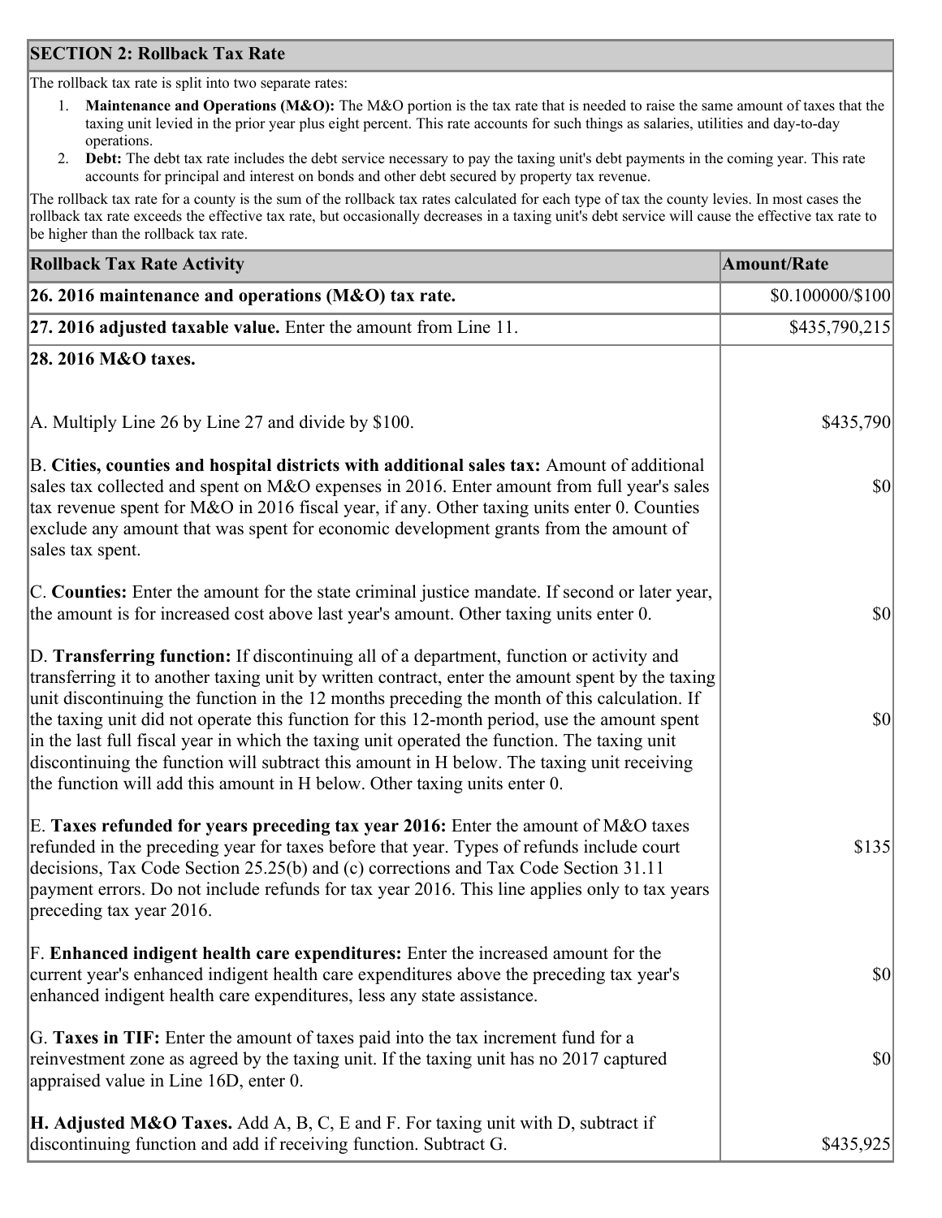## SECTION 2: Rollback Tax Rate

The rollback tax rate is split into two separate rates:

1. **Maintenance and Operations (M&O):** The M&O portion is the tax rate that is needed to raise the same amount of taxes that the taxing unit levied in the prior year plus eight percent. This rate accounts for such things as salaries, utilities and day-to-day operations.
2. **Debt:** The debt tax rate includes the debt service necessary to pay the taxing unit's debt payments in the coming year. This rate accounts for principal and interest on bonds and other debt secured by property tax revenue.

The rollback tax rate for a county is the sum of the rollback tax rates calculated for each type of tax the county levies. In most cases the rollback tax rate exceeds the effective tax rate, but occasionally decreases in a taxing unit's debt service will cause the effective tax rate to be higher than the rollback tax rate.

| Rollback Tax Rate Activity | Amount/Rate |
|---|---|
| **26. 2016 maintenance and operations (M&O) tax rate.** | $0.100000/$100 |
| **27. 2016 adjusted taxable value.** Enter the amount from Line 11. | $435,790,215 |
| **28. 2016 M&O taxes.** | |
| A. Multiply Line 26 by Line 27 and divide by $100. | $435,790 |
| B. **Cities, counties and hospital districts with additional sales tax:** Amount of additional sales tax collected and spent on M&O expenses in 2016. Enter amount from full year's sales tax revenue spent for M&O in 2016 fiscal year, if any. Other taxing units enter 0. Counties exclude any amount that was spent for economic development grants from the amount of sales tax spent. | $0 |
| C. **Counties:** Enter the amount for the state criminal justice mandate. If second or later year, the amount is for increased cost above last year's amount. Other taxing units enter 0. | $0 |
| D. **Transferring function:** If discontinuing all of a department, function or activity and transferring it to another taxing unit by written contract, enter the amount spent by the taxing unit discontinuing the function in the 12 months preceding the month of this calculation. If the taxing unit did not operate this function for this 12-month period, use the amount spent in the last full fiscal year in which the taxing unit operated the function. The taxing unit discontinuing the function will subtract this amount in H below. The taxing unit receiving the function will add this amount in H below. Other taxing units enter 0. | $0 |
| E. **Taxes refunded for years preceding tax year 2016:** Enter the amount of M&O taxes refunded in the preceding year for taxes before that year. Types of refunds include court decisions, Tax Code Section 25.25(b) and (c) corrections and Tax Code Section 31.11 payment errors. Do not include refunds for tax year 2016. This line applies only to tax years preceding tax year 2016. | $135 |
| F. **Enhanced indigent health care expenditures:** Enter the increased amount for the current year's enhanced indigent health care expenditures above the preceding tax year's enhanced indigent health care expenditures, less any state assistance. | $0 |
| G. **Taxes in TIF:** Enter the amount of taxes paid into the tax increment fund for a reinvestment zone as agreed by the taxing unit. If the taxing unit has no 2017 captured appraised value in Line 16D, enter 0. | $0 |
| **H. Adjusted M&O Taxes.** Add A, B, C, E and F. For taxing unit with D, subtract if discontinuing function and add if receiving function. Subtract G. | $435,925 |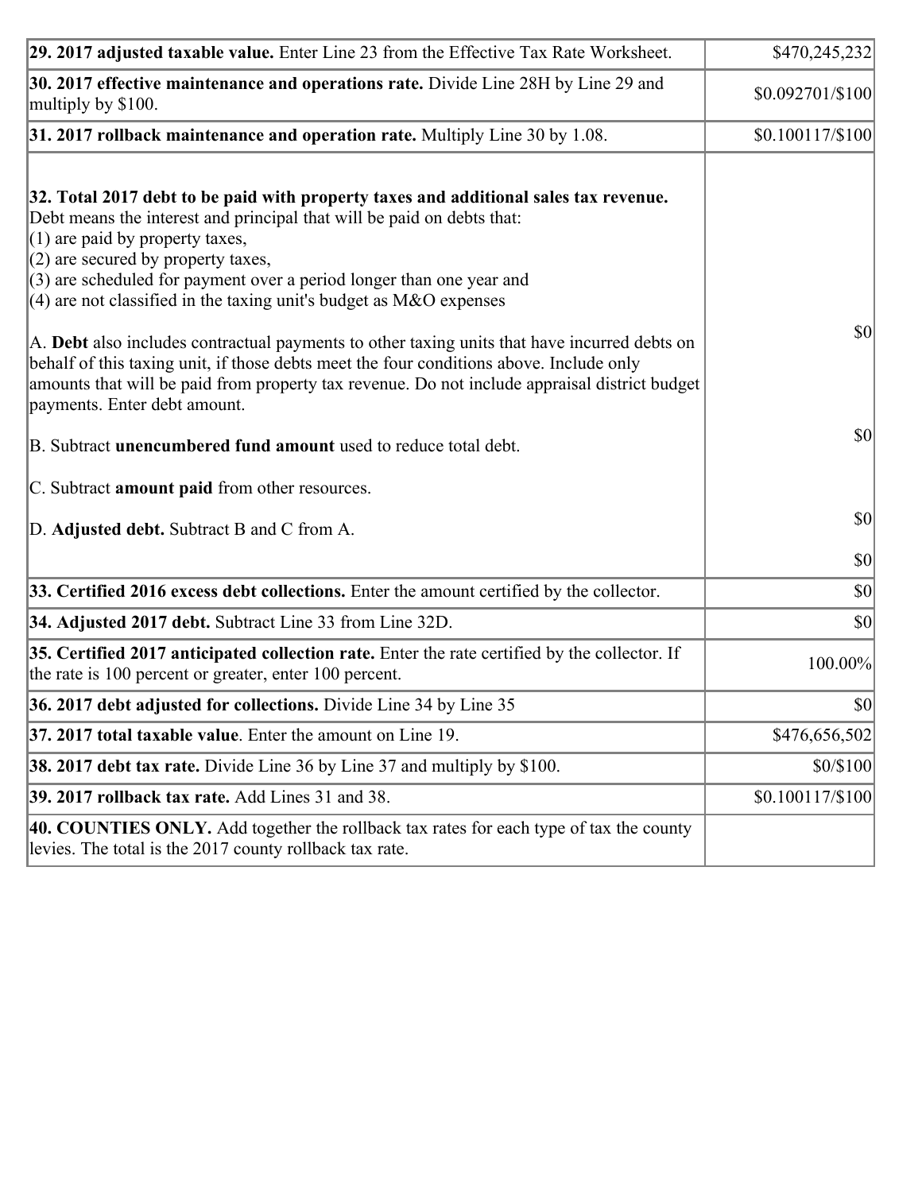| | |
|---|---|
| **29. 2017 adjusted taxable value.** Enter Line 23 from the Effective Tax Rate Worksheet. | $470,245,232 |
| **30. 2017 effective maintenance and operations rate.** Divide Line 28H by Line 29 and multiply by $100. | $0.092701/$100 |
| **31. 2017 rollback maintenance and operation rate.** Multiply Line 30 by 1.08. | $0.100117/$100 |
| **32. Total 2017 debt to be paid with property taxes and additional sales tax revenue.** Debt means the interest and principal that will be paid on debts that:<br>(1) are paid by property taxes,<br>(2) are secured by property taxes,<br>(3) are scheduled for payment over a period longer than one year and<br>(4) are not classified in the taxing unit's budget as M&O expenses<br><br>A. **Debt** also includes contractual payments to other taxing units that have incurred debts on behalf of this taxing unit, if those debts meet the four conditions above. Include only amounts that will be paid from property tax revenue. Do not include appraisal district budget payments. Enter debt amount.<br><br>B. Subtract **unencumbered fund amount** used to reduce total debt.<br><br>C. Subtract **amount paid** from other resources.<br><br>D. **Adjusted debt.** Subtract B and C from A. | $0<br><br>$0<br><br>$0<br><br>$0 |
| **33. Certified 2016 excess debt collections.** Enter the amount certified by the collector. | $0 |
| **34. Adjusted 2017 debt.** Subtract Line 33 from Line 32D. | $0 |
| **35. Certified 2017 anticipated collection rate.** Enter the rate certified by the collector. If the rate is 100 percent or greater, enter 100 percent. | 100.00% |
| **36. 2017 debt adjusted for collections.** Divide Line 34 by Line 35 | $0 |
| **37. 2017 total taxable value**. Enter the amount on Line 19. | $476,656,502 |
| **38. 2017 debt tax rate.** Divide Line 36 by Line 37 and multiply by $100. | $0/$100 |
| **39. 2017 rollback tax rate.** Add Lines 31 and 38. | $0.100117/$100 |
| **40. COUNTIES ONLY.** Add together the rollback tax rates for each type of tax the county levies. The total is the 2017 county rollback tax rate. | |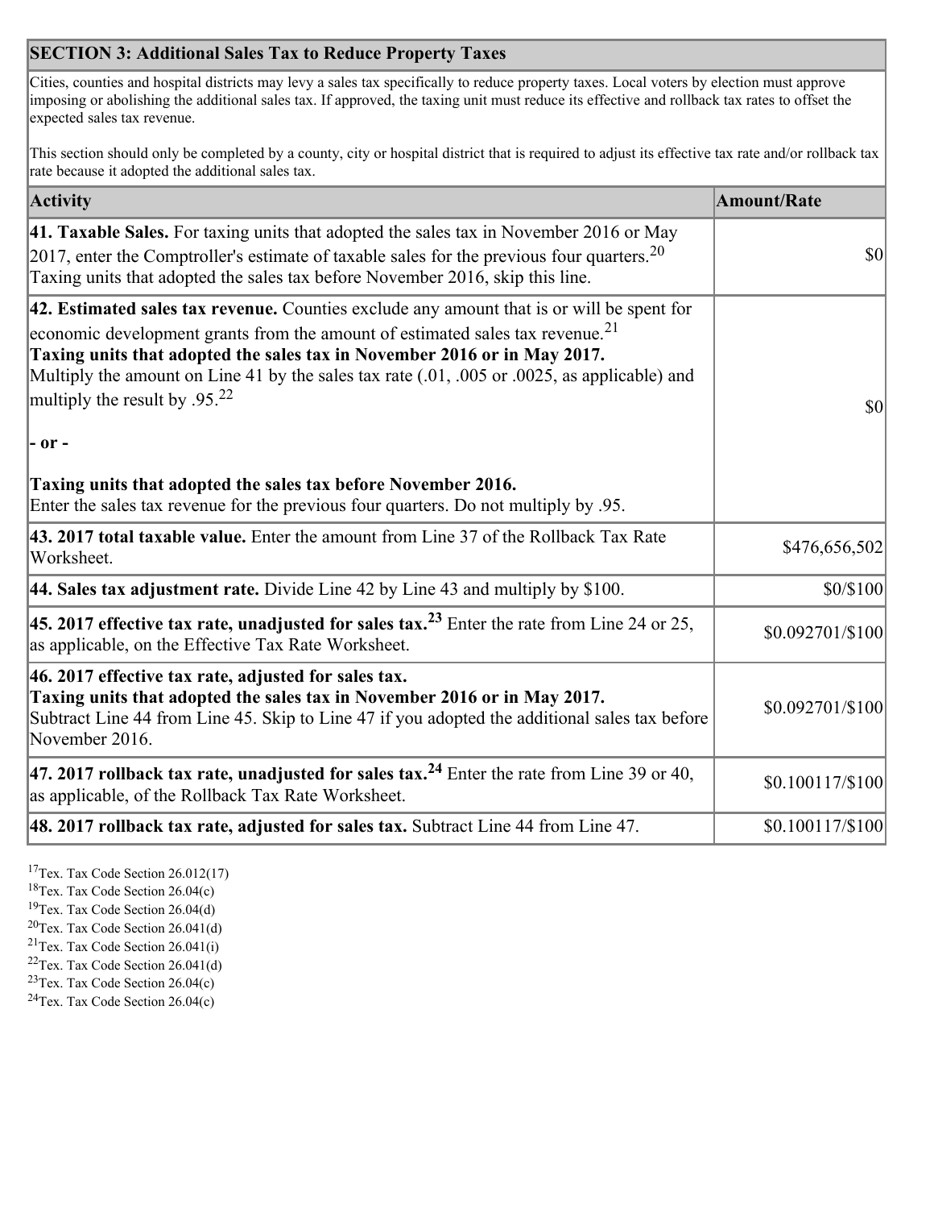## SECTION 3: Additional Sales Tax to Reduce Property Taxes

Cities, counties and hospital districts may levy a sales tax specifically to reduce property taxes. Local voters by election must approve imposing or abolishing the additional sales tax. If approved, the taxing unit must reduce its effective and rollback tax rates to offset the expected sales tax revenue.

This section should only be completed by a county, city or hospital district that is required to adjust its effective tax rate and/or rollback tax rate because it adopted the additional sales tax.

| Activity | Amount/Rate |
|---|---|
| **41. Taxable Sales.** For taxing units that adopted the sales tax in November 2016 or May 2017, enter the Comptroller's estimate of taxable sales for the previous four quarters.[20] Taxing units that adopted the sales tax before November 2016, skip this line. | $0 |
| **42. Estimated sales tax revenue.** Counties exclude any amount that is or will be spent for economic development grants from the amount of estimated sales tax revenue.[21] **Taxing units that adopted the sales tax in November 2016 or in May 2017.** Multiply the amount on Line 41 by the sales tax rate (.01, .005 or .0025, as applicable) and multiply the result by .95.[22] **- or -** **Taxing units that adopted the sales tax before November 2016.** Enter the sales tax revenue for the previous four quarters. Do not multiply by .95. | $0 |
| **43. 2017 total taxable value.** Enter the amount from Line 37 of the Rollback Tax Rate Worksheet. | $476,656,502 |
| **44. Sales tax adjustment rate.** Divide Line 42 by Line 43 and multiply by $100. | $0/$100 |
| **45. 2017 effective tax rate, unadjusted for sales tax.**[23] Enter the rate from Line 24 or 25, as applicable, on the Effective Tax Rate Worksheet. | $0.092701/$100 |
| **46. 2017 effective tax rate, adjusted for sales tax.** **Taxing units that adopted the sales tax in November 2016 or in May 2017.** Subtract Line 44 from Line 45. Skip to Line 47 if you adopted the additional sales tax before November 2016. | $0.092701/$100 |
| **47. 2017 rollback tax rate, unadjusted for sales tax.**[24] Enter the rate from Line 39 or 40, as applicable, of the Rollback Tax Rate Worksheet. | $0.100117/$100 |
| **48. 2017 rollback tax rate, adjusted for sales tax.** Subtract Line 44 from Line 47. | $0.100117/$100 |

[17] Tex. Tax Code Section 26.012(17)
[18] Tex. Tax Code Section 26.04(c)
[19] Tex. Tax Code Section 26.04(d)
[20] Tex. Tax Code Section 26.041(d)
[21] Tex. Tax Code Section 26.041(i)
[22] Tex. Tax Code Section 26.041(d)
[23] Tex. Tax Code Section 26.04(c)
[24] Tex. Tax Code Section 26.04(c)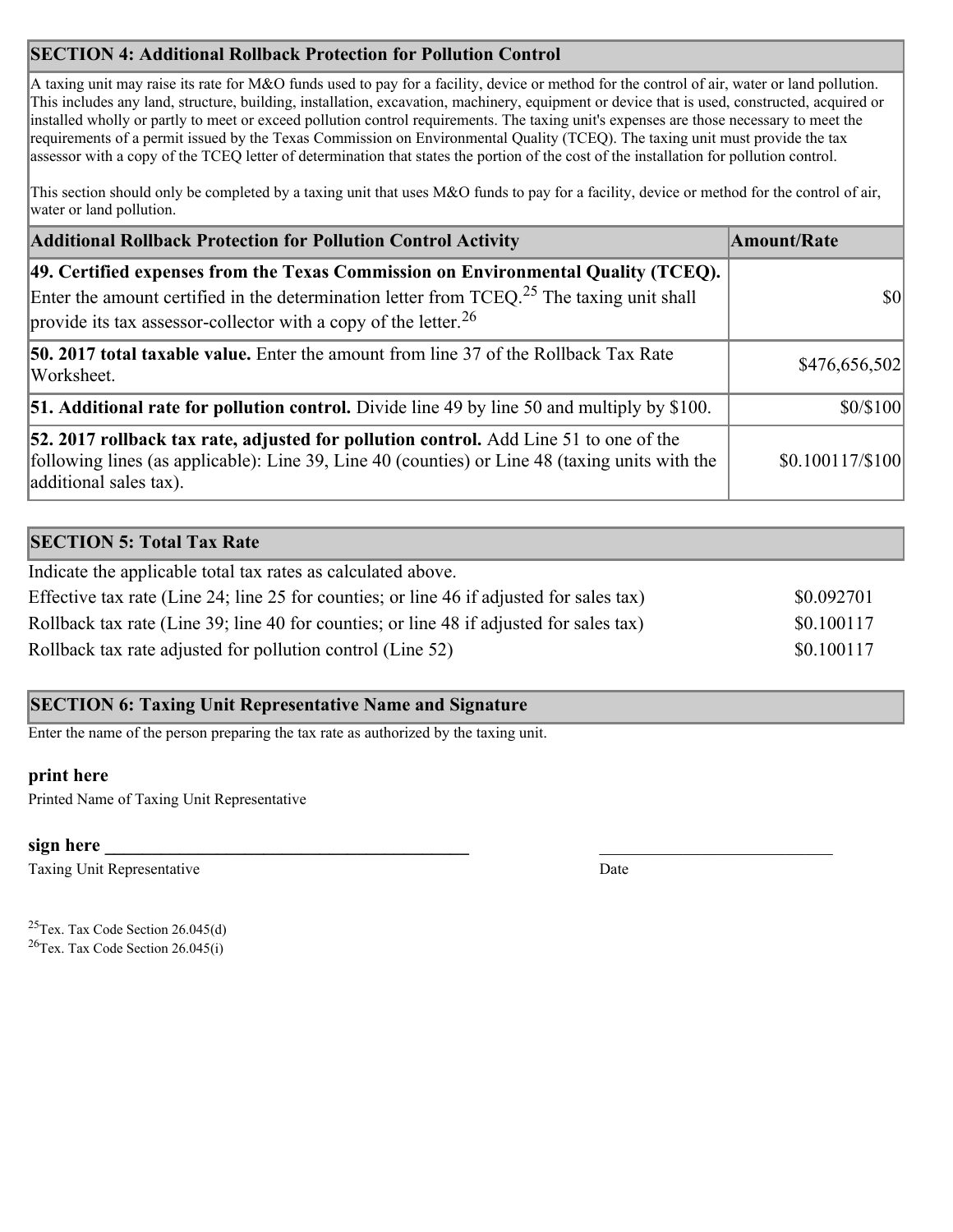## SECTION 4: Additional Rollback Protection for Pollution Control

A taxing unit may raise its rate for M&O funds used to pay for a facility, device or method for the control of air, water or land pollution. This includes any land, structure, building, installation, excavation, machinery, equipment or device that is used, constructed, acquired or installed wholly or partly to meet or exceed pollution control requirements. The taxing unit's expenses are those necessary to meet the requirements of a permit issued by the Texas Commission on Environmental Quality (TCEQ). The taxing unit must provide the tax assessor with a copy of the TCEQ letter of determination that states the portion of the cost of the installation for pollution control.

This section should only be completed by a taxing unit that uses M&O funds to pay for a facility, device or method for the control of air, water or land pollution.

| Additional Rollback Protection for Pollution Control Activity | Amount/Rate |
|---|---|
| **49. Certified expenses from the Texas Commission on Environmental Quality (TCEQ).** Enter the amount certified in the determination letter from TCEQ.[25] The taxing unit shall provide its tax assessor-collector with a copy of the letter.[26] | $0 |
| **50. 2017 total taxable value.** Enter the amount from line 37 of the Rollback Tax Rate Worksheet. | $476,656,502 |
| **51. Additional rate for pollution control.** Divide line 49 by line 50 and multiply by $100. | $0/$100 |
| **52. 2017 rollback tax rate, adjusted for pollution control.** Add Line 51 to one of the following lines (as applicable): Line 39, Line 40 (counties) or Line 48 (taxing units with the additional sales tax). | $0.100117/$100 |

## SECTION 5: Total Tax Rate

Indicate the applicable total tax rates as calculated above.

| | |
|---|---|
| Effective tax rate (Line 24; line 25 for counties; or line 46 if adjusted for sales tax) | $0.092701 |
| Rollback tax rate (Line 39; line 40 for counties; or line 48 if adjusted for sales tax) | $0.100117 |
| Rollback tax rate adjusted for pollution control (Line 52) | $0.100117 |

## SECTION 6: Taxing Unit Representative Name and Signature

Enter the name of the person preparing the tax rate as authorized by the taxing unit.

**print here**

Printed Name of Taxing Unit Representative

**sign here** ________________________________________ ____________________________

Taxing Unit Representative Date

[25]Tex. Tax Code Section 26.045(d)
[26]Tex. Tax Code Section 26.045(i)